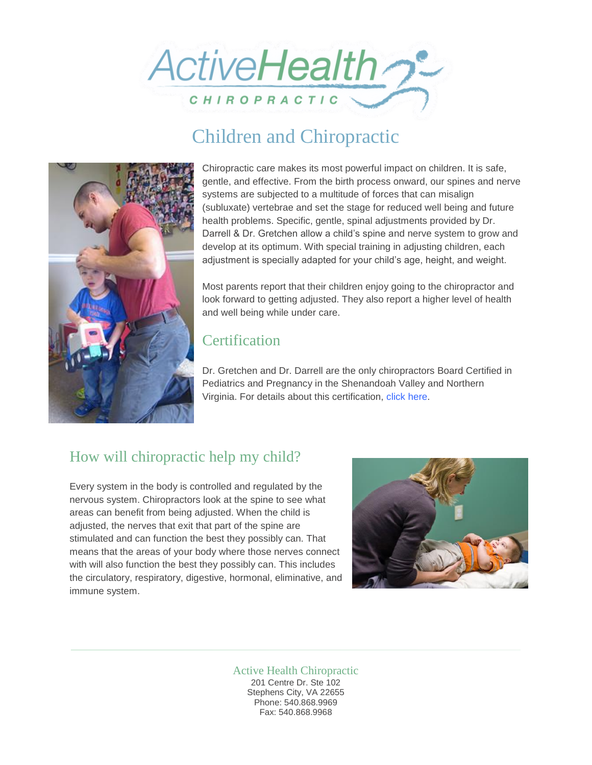# Children and Chiropractic

Chiropractic care makes its most powerful impact on children. It is safe, gentle, and effective. From the birth process onward, our spines and nerve systems are subjected to a multitude of forces that can misalign (subluxate) vertebrae and set the stage for reduced well being and future health problems. Specific, gentle, spinal adjustments provided by Dr. Darrell & Dr. Gretchen allow a child's spine and nerve system to grow and develop at its optimum. With special training in adjusting children, each adjustment is specially adapted for your child's age, height, and weight.

Most parents report that their children enjoy going to the chiropractor and look forward to getting adjusted. They also report a higher level of health and well being while under care.

## Certification

Dr. Gretchen and Dr. Darrell are the only chiropractors Board Certified in Pediatrics and Pregnancy in the Shenandoah Valley and Northern Virginia. For details about this certification, click here.

## How will chiropractic help my child?

Every system in the body is controlled and regulated by the nervous system. Chiropractors look at the spine to see what areas can benefit from being adjusted. When the child is adjusted, the nerves that exit that part of the spine are stimulated and can function the best they possibly can. That means that the areas of your body where those nerves connect with will also function the best they possibly can. This includes the circulatory, respiratory, digestive, hormonal, eliminative, and immune system.

Active Health Chiropractic
201 Centre Dr. Ste 102
Stephens City, VA 22655
Phone: 540.868.9969
Fax: 540.868.9968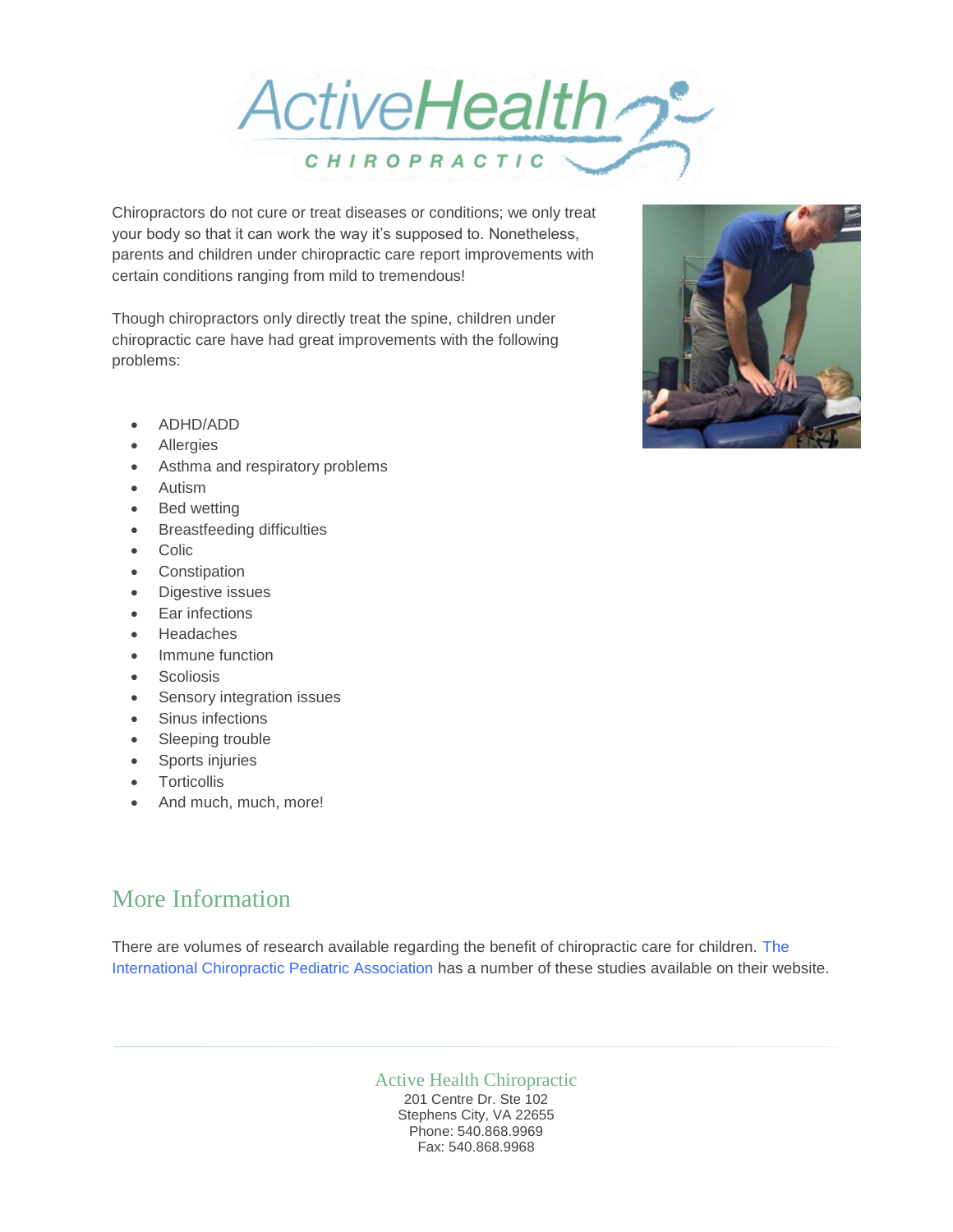Chiropractors do not cure or treat diseases or conditions; we only treat your body so that it can work the way it's supposed to. Nonetheless, parents and children under chiropractic care report improvements with certain conditions ranging from mild to tremendous!

Though chiropractors only directly treat the spine, children under chiropractic care have had great improvements with the following problems:

- ADHD/ADD
- Allergies
- Asthma and respiratory problems
- Autism
- Bed wetting
- Breastfeeding difficulties
- Colic
- Constipation
- Digestive issues
- Ear infections
- Headaches
- Immune function
- Scoliosis
- Sensory integration issues
- Sinus infections
- Sleeping trouble
- Sports injuries
- Torticollis
- And much, much, more!

## More Information

There are volumes of research available regarding the benefit of chiropractic care for children. The International Chiropractic Pediatric Association has a number of these studies available on their website.

Active Health Chiropractic
201 Centre Dr. Ste 102
Stephens City, VA 22655
Phone: 540.868.9969
Fax: 540.868.9968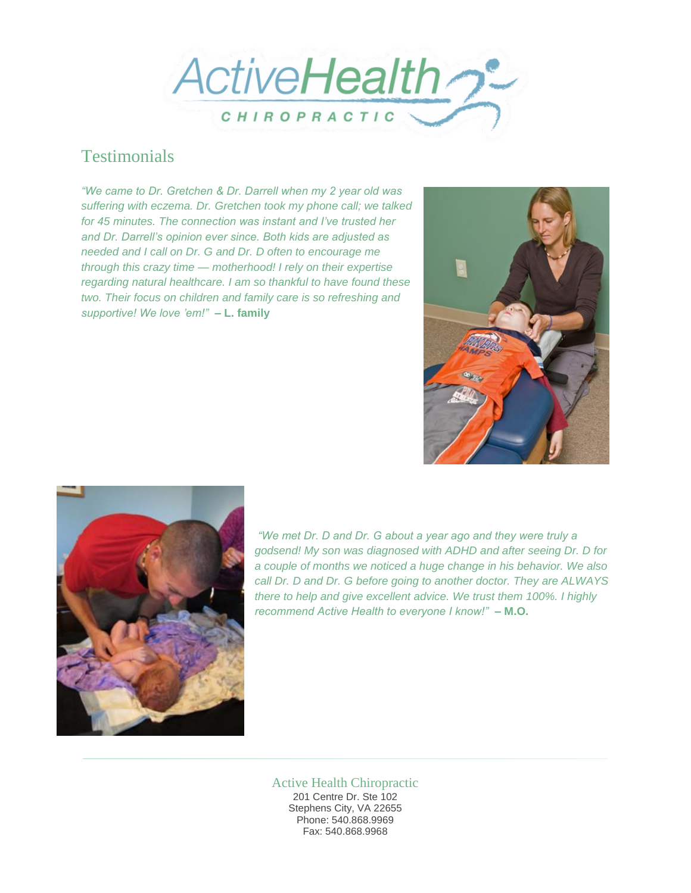# ActiveHealth CHIROPRACTIC

## Testimonials

*"We came to Dr. Gretchen & Dr. Darrell when my 2 year old was suffering with eczema. Dr. Gretchen took my phone call; we talked for 45 minutes. The connection was instant and I've trusted her and Dr. Darrell's opinion ever since. Both kids are adjusted as needed and I call on Dr. G and Dr. D often to encourage me through this crazy time — motherhood! I rely on their expertise regarding natural healthcare. I am so thankful to have found these two. Their focus on children and family care is so refreshing and supportive! We love 'em!"* **– L. family**

*"We met Dr. D and Dr. G about a year ago and they were truly a godsend! My son was diagnosed with ADHD and after seeing Dr. D for a couple of months we noticed a huge change in his behavior. We also call Dr. D and Dr. G before going to another doctor. They are ALWAYS there to help and give excellent advice. We trust them 100%. I highly recommend Active Health to everyone I know!"* **– M.O.**

---

Active Health Chiropractic
201 Centre Dr. Ste 102
Stephens City, VA 22655
Phone: 540.868.9969
Fax: 540.868.9968